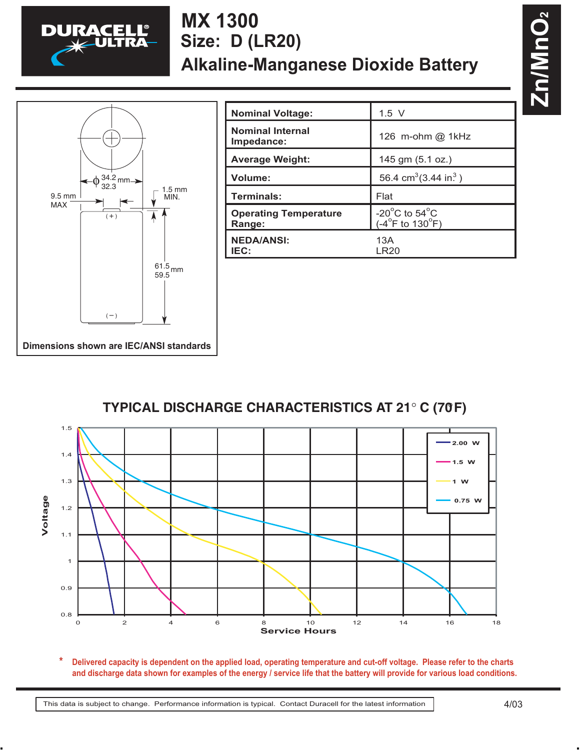# MX 1300

## Size: D (LR20)

## Alkaline-Manganese Dioxide Battery

$Zn/MnO_2$

DURACELL ULTRA

ϕ 34.2 / 32.3 mm

9.5 mm MAX

1.5 mm MIN.

61.5 / 59.5 mm

(+)

(−)

**Dimensions shown are IEC/ANSI standards**

| | |
|---|---|
| **Nominal Voltage:** | 1.5 V |
| **Nominal Internal Impedance:** | 126 m-ohm @ 1kHz |
| **Average Weight:** | 145 gm (5.1 oz.) |
| **Volume:** | 56.4 $cm^3$ (3.44 $in^3$ ) |
| **Terminals:** | Flat |
| **Operating Temperature Range:** | -20°C to 54°C (-4°F to 130°F) |
| **NEDA/ANSI:** <br> **IEC:** | 13A <br> LR20 |

## TYPICAL DISCHARGE CHARACTERISTICS AT 21° C (70°F)

Voltage (0.8 – 1.5) vs. Service Hours (0 – 18)

Legend: 2.00 W, 1.5 W, 1 W, 0.75 W

\* **Delivered capacity is dependent on the applied load, operating temperature and cut-off voltage. Please refer to the charts and discharge data shown for examples of the energy / service life that the battery will provide for various load conditions.**

This data is subject to change. Performance information is typical. Contact Duracell for the latest information

4/03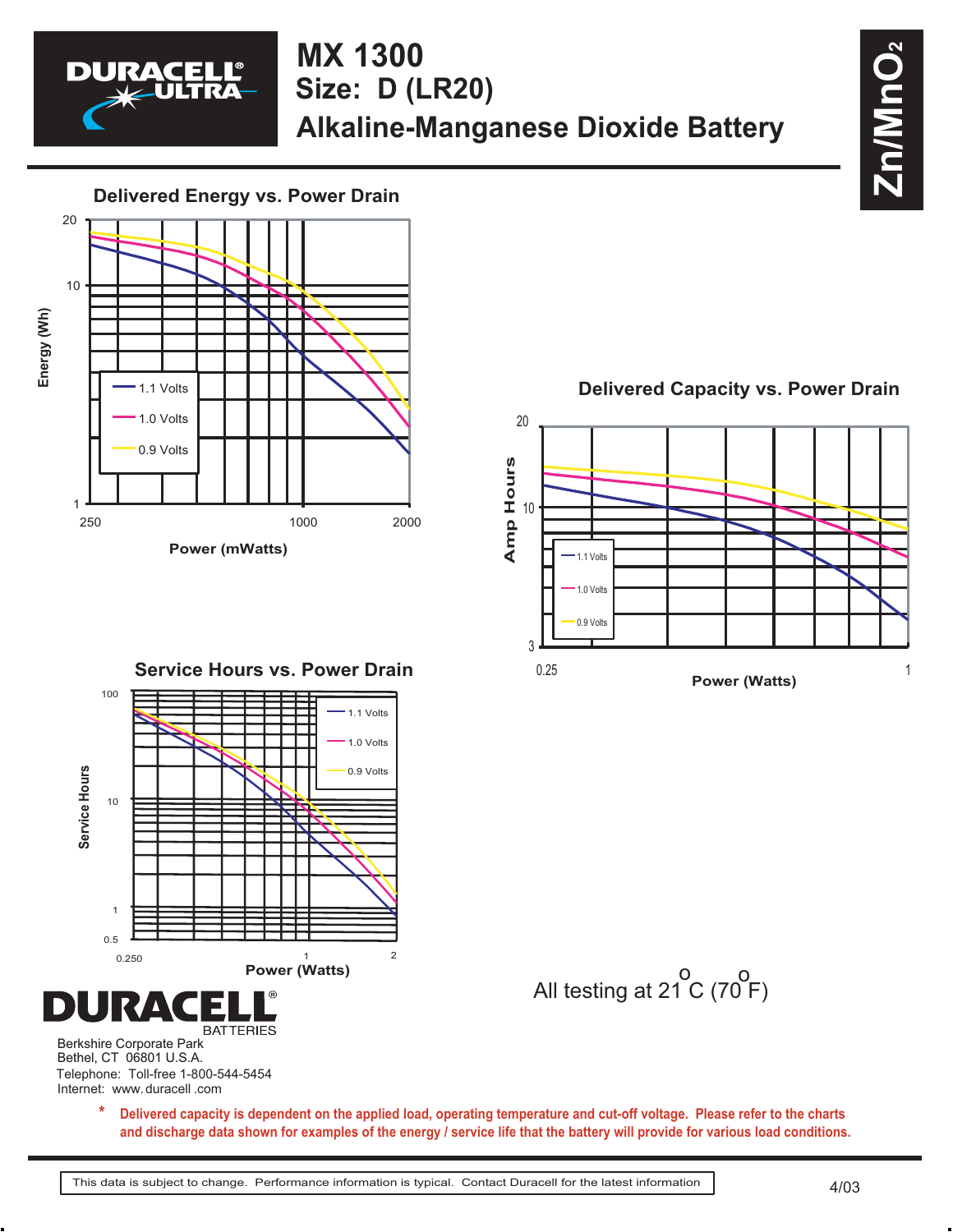DURACELL ULTRA

# MX 1300
## Size: D (LR20)
## Alkaline-Manganese Dioxide Battery

$Zn/MnO_2$

### Delivered Energy vs. Power Drain

Energy (Wh)

20
10
1

250
1000
2000

Power (mWatts)

1.1 Volts
1.0 Volts
0.9 Volts

### Delivered Capacity vs. Power Drain

Amp Hours

20
10
3

0.25
1

Power (Watts)

1.1 Volts
1.0 Volts
0.9 Volts

### Service Hours vs. Power Drain

Service Hours

100
10
1
0.5

0.250
1
2

Power (Watts)

1.1 Volts
1.0 Volts
0.9 Volts

All testing at 21$^{o}$C (70$^{o}$F)

DURACELL® BATTERIES

Berkshire Corporate Park
Bethel, CT 06801 U.S.A.
Telephone: Toll-free 1-800-544-5454
Internet: www.duracell .com

\* Delivered capacity is dependent on the applied load, operating temperature and cut-off voltage. Please refer to the charts and discharge data shown for examples of the energy / service life that the battery will provide for various load conditions.

This data is subject to change. Performance information is typical. Contact Duracell for the latest information

4/03